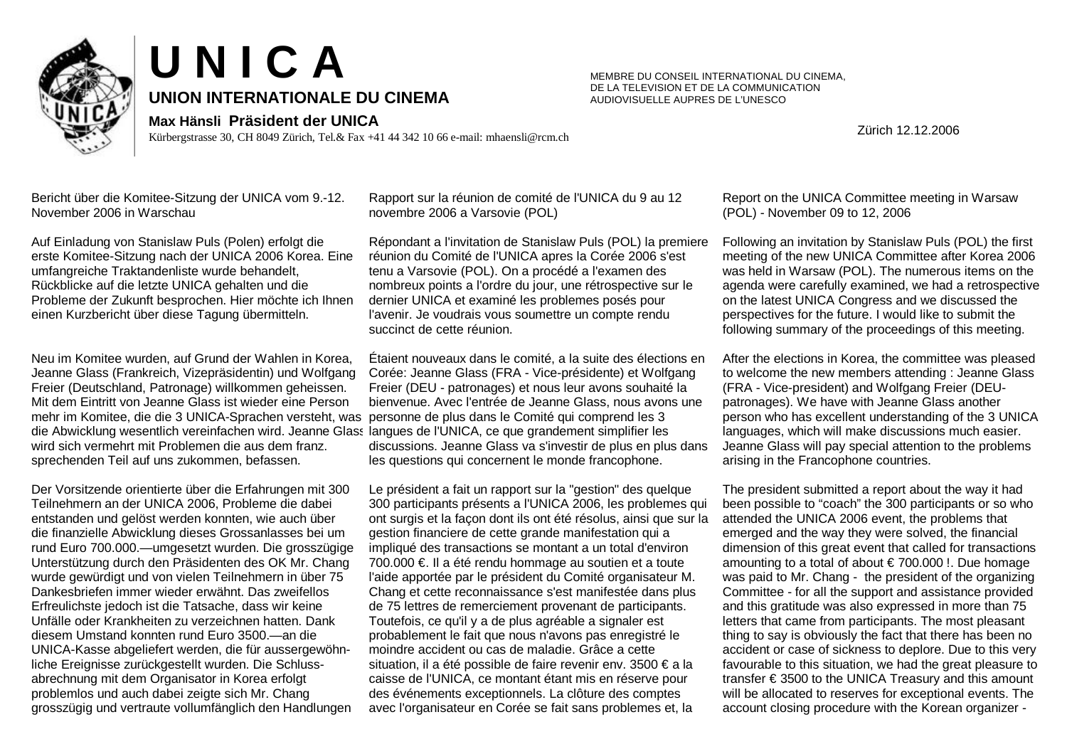# U N I C A

## UNION INTERNATIONALE DU CINEMA

**Max Hänsli Präsident der UNICA**

Kürbergstrasse 30, CH 8049 Zürich, Tel.& Fax +41 44 342 10 66 e-mail: mhaensli@rcm.ch

MEMBRE DU CONSEIL INTERNATIONAL DU CINEMA, DE LA TELEVISION ET DE LA COMMUNICATION AUDIOVISUELLE AUPRES DE L'UNESCO

Zürich 12.12.2006

Bericht über die Komitee-Sitzung der UNICA vom 9.-12. November 2006 in Warschau

Auf Einladung von Stanislaw Puls (Polen) erfolgt die erste Komitee-Sitzung nach der UNICA 2006 Korea. Eine umfangreiche Traktandenliste wurde behandelt, Rückblicke auf die letzte UNICA gehalten und die Probleme der Zukunft besprochen. Hier möchte ich Ihnen einen Kurzbericht über diese Tagung übermitteln.

Neu im Komitee wurden, auf Grund der Wahlen in Korea, Jeanne Glass (Frankreich, Vizepräsidentin) und Wolfgang Freier (Deutschland, Patronage) willkommen geheissen. Mit dem Eintritt von Jeanne Glass ist wieder eine Person mehr im Komitee, die die 3 UNICA-Sprachen versteht, was die Abwicklung wesentlich vereinfachen wird. Jeanne Glass wird sich vermehrt mit Problemen die aus dem franz. sprechenden Teil auf uns zukommen, befassen.

Der Vorsitzende orientierte über die Erfahrungen mit 300 Teilnehmern an der UNICA 2006, Probleme die dabei entstanden und gelöst werden konnten, wie auch über die finanzielle Abwicklung dieses Grossanlasses bei um rund Euro 700.000.—umgesetzt wurden. Die grosszügige Unterstützung durch den Präsidenten des OK Mr. Chang wurde gewürdigt und von vielen Teilnehmern in über 75 Dankesbriefen immer wieder erwähnt. Das zweifellos Erfreulichste jedoch ist die Tatsache, dass wir keine Unfälle oder Krankheiten zu verzeichnen hatten. Dank diesem Umstand konnten rund Euro 3500.—an die UNICA-Kasse abgeliefert werden, die für aussergewöhnliche Ereignisse zurückgestellt wurden. Die Schlussabrechnung mit dem Organisator in Korea erfolgt problemlos und auch dabei zeigte sich Mr. Chang grosszügig und vertraute vollumfänglich den Handlungen

Rapport sur la réunion de comité de l'UNICA du 9 au 12 novembre 2006 a Varsovie (POL)

Répondant a l'invitation de Stanislaw Puls (POL) la premiere réunion du Comité de l'UNICA apres la Corée 2006 s'est tenu a Varsovie (POL). On a procédé a l'examen des nombreux points a l'ordre du jour, une rétrospective sur le dernier UNICA et examiné les problemes posés pour l'avenir. Je voudrais vous soumettre un compte rendu succinct de cette réunion.

Étaient nouveaux dans le comité, a la suite des élections en Corée: Jeanne Glass (FRA - Vice-présidente) et Wolfgang Freier (DEU - patronages) et nous leur avons souhaité la bienvenue. Avec l'entrée de Jeanne Glass, nous avons une personne de plus dans le Comité qui comprend les 3 langues de l'UNICA, ce que grandement simplifier les discussions. Jeanne Glass va s'investir de plus en plus dans les questions qui concernent le monde francophone.

Le président a fait un rapport sur la "gestion" des quelque 300 participants présents a l'UNICA 2006, les problemes qui ont surgis et la façon dont ils ont été résolus, ainsi que sur la gestion financiere de cette grande manifestation qui a impliqué des transactions se montant a un total d'environ 700.000 €. Il a été rendu hommage au soutien et a toute l'aide apportée par le président du Comité organisateur M. Chang et cette reconnaissance s'est manifestée dans plus de 75 lettres de remerciement provenant de participants. Toutefois, ce qu'il y a de plus agréable a signaler est probablement le fait que nous n'avons pas enregistré le moindre accident ou cas de maladie. Grâce a cette situation, il a été possible de faire revenir env. 3500 € a la caisse de l'UNICA, ce montant étant mis en réserve pour des événements exceptionnels. La clôture des comptes avec l'organisateur en Corée se fait sans problemes et, la

Report on the UNICA Committee meeting in Warsaw (POL) - November 09 to 12, 2006

Following an invitation by Stanislaw Puls (POL) the first meeting of the new UNICA Committee after Korea 2006 was held in Warsaw (POL). The numerous items on the agenda were carefully examined, we had a retrospective on the latest UNICA Congress and we discussed the perspectives for the future. I would like to submit the following summary of the proceedings of this meeting.

After the elections in Korea, the committee was pleased to welcome the new members attending : Jeanne Glass (FRA - Vice-president) and Wolfgang Freier (DEU-patronages). We have with Jeanne Glass another person who has excellent understanding of the 3 UNICA languages, which will make discussions much easier. Jeanne Glass will pay special attention to the problems arising in the Francophone countries.

The president submitted a report about the way it had been possible to "coach" the 300 participants or so who attended the UNICA 2006 event, the problems that emerged and the way they were solved, the financial dimension of this great event that called for transactions amounting to a total of about € 700.000 !. Due homage was paid to Mr. Chang - the president of the organizing Committee - for all the support and assistance provided and this gratitude was also expressed in more than 75 letters that came from participants. The most pleasant thing to say is obviously the fact that there has been no accident or case of sickness to deplore. Due to this very favourable to this situation, we had the great pleasure to transfer € 3500 to the UNICA Treasury and this amount will be allocated to reserves for exceptional events. The account closing procedure with the Korean organizer -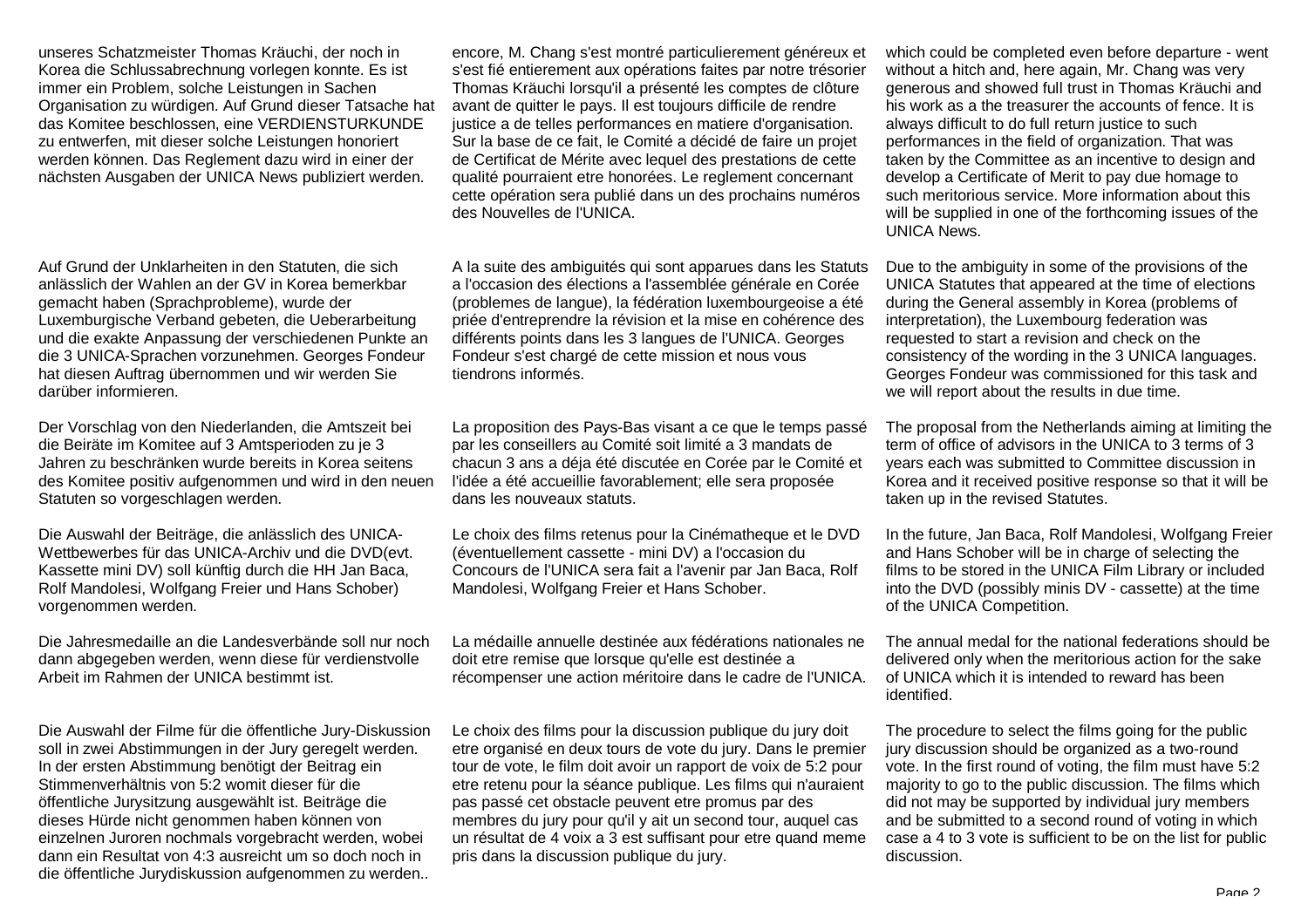unseres Schatzmeister Thomas Kräuchi, der noch in Korea die Schlussabrechnung vorlegen konnte. Es ist immer ein Problem, solche Leistungen in Sachen Organisation zu würdigen. Auf Grund dieser Tatsache hat das Komitee beschlossen, eine VERDIENSTURKUNDE zu entwerfen, mit dieser solche Leistungen honoriert werden können. Das Reglement dazu wird in einer der nächsten Ausgaben der UNICA News publiziert werden.

encore, M. Chang s'est montré particulierement généreux et s'est fié entierement aux opérations faites par notre trésorier Thomas Kräuchi lorsqu'il a présenté les comptes de clôture avant de quitter le pays. Il est toujours difficile de rendre justice a de telles performances en matiere d'organisation. Sur la base de ce fait, le Comité a décidé de faire un projet de Certificat de Mérite avec lequel des prestations de cette qualité pourraient etre honorées. Le reglement concernant cette opération sera publié dans un des prochains numéros des Nouvelles de l'UNICA.

which could be completed even before departure - went without a hitch and, here again, Mr. Chang was very generous and showed full trust in Thomas Kräuchi and his work as a the treasurer the accounts of fence. It is always difficult to do full return justice to such performances in the field of organization. That was taken by the Committee as an incentive to design and develop a Certificate of Merit to pay due homage to such meritorious service. More information about this will be supplied in one of the forthcoming issues of the UNICA News.

Auf Grund der Unklarheiten in den Statuten, die sich anlässlich der Wahlen an der GV in Korea bemerkbar gemacht haben (Sprachprobleme), wurde der Luxemburgische Verband gebeten, die Ueberarbeitung und die exakte Anpassung der verschiedenen Punkte an die 3 UNICA-Sprachen vorzunehmen. Georges Fondeur hat diesen Auftrag übernommen und wir werden Sie darüber informieren.

A la suite des ambiguités qui sont apparues dans les Statuts a l'occasion des élections a l'assemblée générale en Corée (problemes de langue), la fédération luxembourgeoise a été priée d'entreprendre la révision et la mise en cohérence des différents points dans les 3 langues de l'UNICA. Georges Fondeur s'est chargé de cette mission et nous vous tiendrons informés.

Due to the ambiguity in some of the provisions of the UNICA Statutes that appeared at the time of elections during the General assembly in Korea (problems of interpretation), the Luxembourg federation was requested to start a revision and check on the consistency of the wording in the 3 UNICA languages. Georges Fondeur was commissioned for this task and we will report about the results in due time.

Der Vorschlag von den Niederlanden, die Amtszeit bei die Beiräte im Komitee auf 3 Amtsperioden zu je 3 Jahren zu beschränken wurde bereits in Korea seitens des Komitee positiv aufgenommen und wird in den neuen Statuten so vorgeschlagen werden.

La proposition des Pays-Bas visant a ce que le temps passé par les conseillers au Comité soit limité a 3 mandats de chacun 3 ans a déja été discutée en Corée par le Comité et l'idée a été accueillie favorablement; elle sera proposée dans les nouveaux statuts.

The proposal from the Netherlands aiming at limiting the term of office of advisors in the UNICA to 3 terms of 3 years each was submitted to Committee discussion in Korea and it received positive response so that it will be taken up in the revised Statutes.

Die Auswahl der Beiträge, die anlässlich des UNICA-Wettbewerbes für das UNICA-Archiv und die DVD(evt. Kassette mini DV) soll künftig durch die HH Jan Baca, Rolf Mandolesi, Wolfgang Freier und Hans Schober) vorgenommen werden.

Le choix des films retenus pour la Cinémathèque et le DVD (éventuellement cassette - mini DV) a l'occasion du Concours de l'UNICA sera fait a l'avenir par Jan Baca, Rolf Mandolesi, Wolfgang Freier et Hans Schober.

In the future, Jan Baca, Rolf Mandolesi, Wolfgang Freier and Hans Schober will be in charge of selecting the films to be stored in the UNICA Film Library or included into the DVD (possibly minis DV - cassette) at the time of the UNICA Competition.

Die Jahresmedaille an die Landesverbände soll nur noch dann abgegeben werden, wenn diese für verdienstvolle Arbeit im Rahmen der UNICA bestimmt ist.

La médaille annuelle destinée aux fédérations nationales ne doit etre remise que lorsque qu'elle est destinée a récompenser une action méritoire dans le cadre de l'UNICA.

The annual medal for the national federations should be delivered only when the meritorious action for the sake of UNICA which it is intended to reward has been identified.

Die Auswahl der Filme für die öffentliche Jury-Diskussion soll in zwei Abstimmungen in der Jury geregelt werden. In der ersten Abstimmung benötigt der Beitrag ein Stimmenverhältnis von 5:2 womit dieser für die öffentliche Jurysitzung ausgewählt ist. Beiträge die dieses Hürde nicht genommen haben können von einzelnen Juroren nochmals vorgebracht werden, wobei dann ein Resultat von 4:3 ausreicht um so doch noch in die öffentliche Jurydiskussion aufgenommen zu werden..

Le choix des films pour la discussion publique du jury doit etre organisé en deux tours de vote du jury. Dans le premier tour de vote, le film doit avoir un rapport de voix de 5:2 pour etre retenu pour la séance publique. Les films qui n'auraient pas passé cet obstacle peuvent etre promus par des membres du jury pour qu'il y ait un second tour, auquel cas un résultat de 4 voix a 3 est suffisant pour etre quand meme pris dans la discussion publique du jury.

The procedure to select the films going for the public jury discussion should be organized as a two-round vote. In the first round of voting, the film must have 5:2 majority to go to the public discussion. The films which did not may be supported by individual jury members and be submitted to a second round of voting in which case a 4 to 3 vote is sufficient to be on the list for public discussion.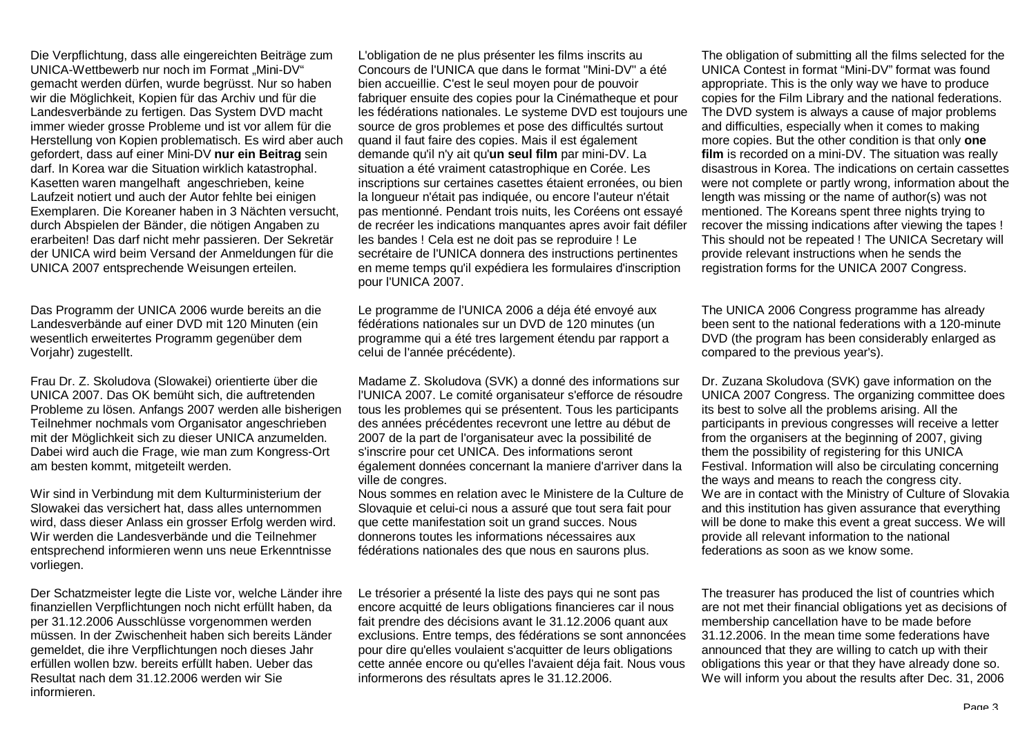Die Verpflichtung, dass alle eingereichten Beiträge zum UNICA-Wettbewerb nur noch im Format „Mini-DV“ gemacht werden dürfen, wurde begrüsst. Nur so haben wir die Möglichkeit, Kopien für das Archiv und für die Landesverbände zu fertigen. Das System DVD macht immer wieder grosse Probleme und ist vor allem für die Herstellung von Kopien problematisch. Es wird aber auch gefordert, dass auf einer Mini-DV **nur ein Beitrag** sein darf. In Korea war die Situation wirklich katastrophal. Kasetten waren mangelhaft angeschrieben, keine Laufzeit notiert und auch der Autor fehlte bei einigen Exemplaren. Die Koreaner haben in 3 Nächten versucht, durch Abspielen der Bänder, die nötigen Angaben zu erarbeiten! Das darf nicht mehr passieren. Der Sekretär der UNICA wird beim Versand der Anmeldungen für die UNICA 2007 entsprechende Weisungen erteilen.

Das Programm der UNICA 2006 wurde bereits an die Landesverbände auf einer DVD mit 120 Minuten (ein wesentlich erweitertes Programm gegenüber dem Vorjahr) zugestellt.

Frau Dr. Z. Skoludova (Slowakei) orientierte über die UNICA 2007. Das OK bemüht sich, die auftretenden Probleme zu lösen. Anfangs 2007 werden alle bisherigen Teilnehmer nochmals vom Organisator angeschrieben mit der Möglichkeit sich zu dieser UNICA anzumelden. Dabei wird auch die Frage, wie man zum Kongress-Ort am besten kommt, mitgeteilt werden.

Wir sind in Verbindung mit dem Kulturministerium der Slowakei das versichert hat, dass alles unternommen wird, dass dieser Anlass ein grosser Erfolg werden wird. Wir werden die Landesverbände und die Teilnehmer entsprechend informieren wenn uns neue Erkenntnisse vorliegen.

Der Schatzmeister legte die Liste vor, welche Länder ihre finanziellen Verpflichtungen noch nicht erfüllt haben, da per 31.12.2006 Ausschlüsse vorgenommen werden müssen. In der Zwischenheit haben sich bereits Länder gemeldet, die ihre Verpflichtungen noch dieses Jahr erfüllen wollen bzw. bereits erfüllt haben. Ueber das Resultat nach dem 31.12.2006 werden wir Sie informieren.

L'obligation de ne plus présenter les films inscrits au Concours de l'UNICA que dans le format "Mini-DV" a été bien accueillie. C'est le seul moyen pour de pouvoir fabriquer ensuite des copies pour la Cinématheque et pour les fédérations nationales. Le systeme DVD est toujours une source de gros problemes et pose des difficultés surtout quand il faut faire des copies. Mais il est également demande qu'il n'y ait qu'**un seul film** par mini-DV. La situation a été vraiment catastrophique en Corée. Les inscriptions sur certaines casettes étaient erronées, ou bien la longueur n'était pas indiquée, ou encore l'auteur n'était pas mentionné. Pendant trois nuits, les Coréens ont essayé de recréer les indications manquantes apres avoir fait défiler les bandes ! Cela est ne doit pas se reproduire ! Le secrétaire de l'UNICA donnera des instructions pertinentes en meme temps qu'il expédiera les formulaires d'inscription pour l'UNICA 2007.

Le programme de l'UNICA 2006 a déja été envoyé aux fédérations nationales sur un DVD de 120 minutes (un programme qui a été tres largement étendu par rapport a celui de l'année précédente).

Madame Z. Skoludova (SVK) a donné des informations sur l'UNICA 2007. Le comité organisateur s'efforce de résoudre tous les problemes qui se présentent. Tous les participants des années précédentes recevront une lettre au début de 2007 de la part de l'organisateur avec la possibilité de s'inscrire pour cet UNICA. Des informations seront également données concernant la maniere d'arriver dans la ville de congres.

Nous sommes en relation avec le Ministere de la Culture de Slovaquie et celui-ci nous a assuré que tout sera fait pour que cette manifestation soit un grand succes. Nous donnerons toutes les informations nécessaires aux fédérations nationales des que nous en saurons plus.

Le trésorier a présenté la liste des pays qui ne sont pas encore acquitté de leurs obligations financieres car il nous fait prendre des décisions avant le 31.12.2006 quant aux exclusions. Entre temps, des fédérations se sont annoncées pour dire qu'elles voulaient s'acquitter de leurs obligations cette année encore ou qu'elles l'avaient déja fait. Nous vous informerons des résultats apres le 31.12.2006.

The obligation of submitting all the films selected for the UNICA Contest in format “Mini-DV” format was found appropriate. This is the only way we have to produce copies for the Film Library and the national federations. The DVD system is always a cause of major problems and difficulties, especially when it comes to making more copies. But the other condition is that only **one film** is recorded on a mini-DV. The situation was really disastrous in Korea. The indications on certain cassettes were not complete or partly wrong, information about the length was missing or the name of author(s) was not mentioned. The Koreans spent three nights trying to recover the missing indications after viewing the tapes ! This should not be repeated ! The UNICA Secretary will provide relevant instructions when he sends the registration forms for the UNICA 2007 Congress.

The UNICA 2006 Congress programme has already been sent to the national federations with a 120-minute DVD (the program has been considerably enlarged as compared to the previous year's).

Dr. Zuzana Skoludova (SVK) gave information on the UNICA 2007 Congress. The organizing committee does its best to solve all the problems arising. All the participants in previous congresses will receive a letter from the organisers at the beginning of 2007, giving them the possibility of registering for this UNICA Festival. Information will also be circulating concerning the ways and means to reach the congress city.

We are in contact with the Ministry of Culture of Slovakia and this institution has given assurance that everything will be done to make this event a great success. We will provide all relevant information to the national federations as soon as we know some.

The treasurer has produced the list of countries which are not met their financial obligations yet as decisions of membership cancellation have to be made before 31.12.2006. In the mean time some federations have announced that they are willing to catch up with their obligations this year or that they have already done so. We will inform you about the results after Dec. 31, 2006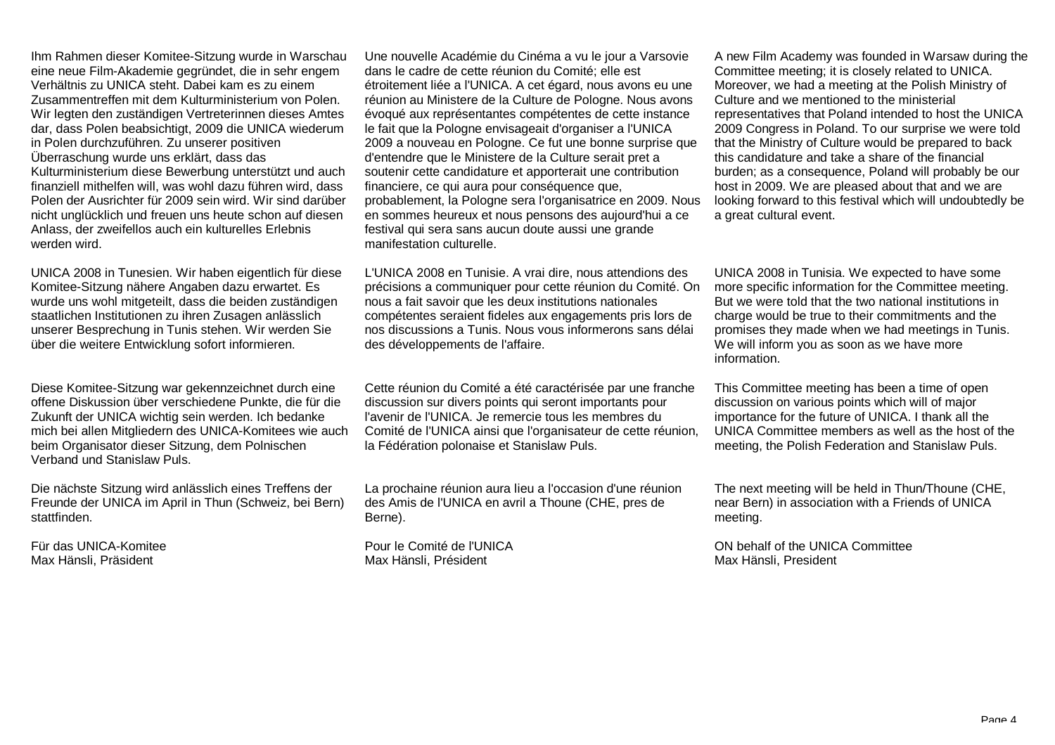Ihm Rahmen dieser Komitee-Sitzung wurde in Warschau eine neue Film-Akademie gegründet, die in sehr engem Verhältnis zu UNICA steht. Dabei kam es zu einem Zusammentreffen mit dem Kulturministerium von Polen. Wir legten den zuständigen Vertreterinnen dieses Amtes dar, dass Polen beabsichtigt, 2009 die UNICA wiederum in Polen durchzuführen. Zu unserer positiven Überraschung wurde uns erklärt, dass das Kulturministerium diese Bewerbung unterstützt und auch finanziell mithelfen will, was wohl dazu führen wird, dass Polen der Ausrichter für 2009 sein wird. Wir sind darüber nicht unglücklich und freuen uns heute schon auf diesen Anlass, der zweifellos auch ein kulturelles Erlebnis werden wird.

UNICA 2008 in Tunesien. Wir haben eigentlich für diese Komitee-Sitzung nähere Angaben dazu erwartet. Es wurde uns wohl mitgeteilt, dass die beiden zuständigen staatlichen Institutionen zu ihren Zusagen anlässlich unserer Besprechung in Tunis stehen. Wir werden Sie über die weitere Entwicklung sofort informieren.

Diese Komitee-Sitzung war gekennzeichnet durch eine offene Diskussion über verschiedene Punkte, die für die Zukunft der UNICA wichtig sein werden. Ich bedanke mich bei allen Mitgliedern des UNICA-Komitees wie auch beim Organisator dieser Sitzung, dem Polnischen Verband und Stanislaw Puls.

Die nächste Sitzung wird anlässlich eines Treffens der Freunde der UNICA im April in Thun (Schweiz, bei Bern) stattfinden.

Für das UNICA-Komitee
Max Hänsli, Präsident

Une nouvelle Académie du Cinéma a vu le jour a Varsovie dans le cadre de cette réunion du Comité; elle est étroitement liée a l'UNICA. A cet égard, nous avons eu une réunion au Ministere de la Culture de Pologne. Nous avons évoqué aux représentantes compétentes de cette instance le fait que la Pologne envisageait d'organiser a l'UNICA 2009 a nouveau en Pologne. Ce fut une bonne surprise que d'entendre que le Ministere de la Culture serait pret a soutenir cette candidature et apporterait une contribution financiere, ce qui aura pour conséquence que, probablement, la Pologne sera l'organisatrice en 2009. Nous en sommes heureux et nous pensons des aujourd'hui a ce festival qui sera sans aucun doute aussi une grande manifestation culturelle.

L'UNICA 2008 en Tunisie. A vrai dire, nous attendions des précisions a communiquer pour cette réunion du Comité. On nous a fait savoir que les deux institutions nationales compétentes seraient fideles aux engagements pris lors de nos discussions a Tunis. Nous vous informerons sans délai des développements de l'affaire.

Cette réunion du Comité a été caractérisée par une franche discussion sur divers points qui seront importants pour l'avenir de l'UNICA. Je remercie tous les membres du Comité de l'UNICA ainsi que l'organisateur de cette réunion, la Fédération polonaise et Stanislaw Puls.

La prochaine réunion aura lieu a l'occasion d'une réunion des Amis de l'UNICA en avril a Thoune (CHE, pres de Berne).

Pour le Comité de l'UNICA
Max Hänsli, Président

A new Film Academy was founded in Warsaw during the Committee meeting; it is closely related to UNICA. Moreover, we had a meeting at the Polish Ministry of Culture and we mentioned to the ministerial representatives that Poland intended to host the UNICA 2009 Congress in Poland. To our surprise we were told that the Ministry of Culture would be prepared to back this candidature and take a share of the financial burden; as a consequence, Poland will probably be our host in 2009. We are pleased about that and we are looking forward to this festival which will undoubtedly be a great cultural event.

UNICA 2008 in Tunisia. We expected to have some more specific information for the Committee meeting. But we were told that the two national institutions in charge would be true to their commitments and the promises they made when we had meetings in Tunis. We will inform you as soon as we have more information.

This Committee meeting has been a time of open discussion on various points which will of major importance for the future of UNICA. I thank all the UNICA Committee members as well as the host of the meeting, the Polish Federation and Stanislaw Puls.

The next meeting will be held in Thun/Thoune (CHE, near Bern) in association with a Friends of UNICA meeting.

ON behalf of the UNICA Committee
Max Hänsli, President